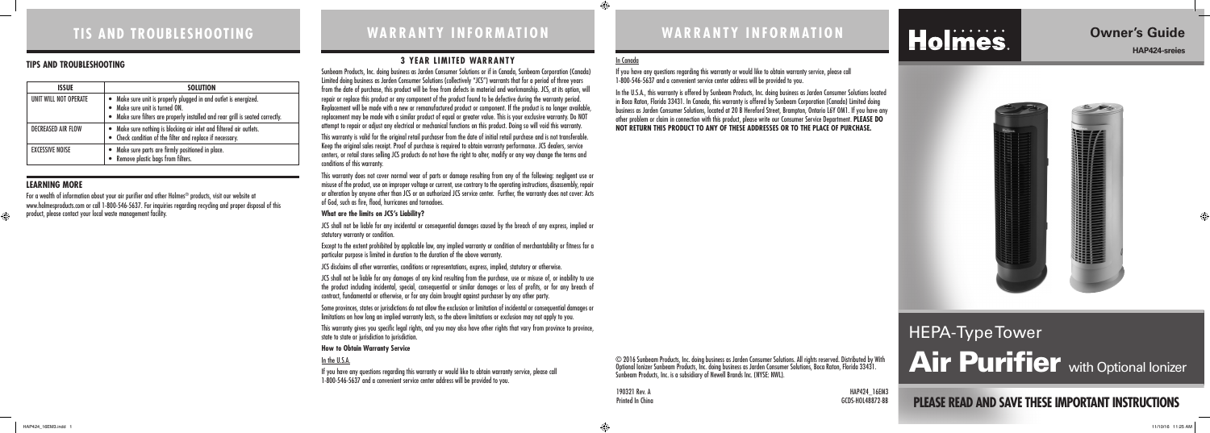# TIS AND TROUBLESHOOTING

## TIPS AND TROUBLESHOOTING

| ISSUE | SOLUTION |
|---|---|
| UNIT WILL NOT OPERATE | • Make sure unit is properly plugged in and outlet is energized.<br>• Make sure unit is turned ON.<br>• Make sure filters are properly installed and rear grill is seated correctly. |
| DECREASED AIR FLOW | • Make sure nothing is blocking air inlet and filtered air outlets.<br>• Check condition of the filter and replace if necessary. |
| EXCESSIVE NOISE | • Make sure parts are firmly positioned in place.<br>• Remove plastic bags from filters. |

## LEARNING MORE

For a wealth of information about your air purifier and other Holmes® products, visit our website at www.holmesproducts.com or call 1-800-546-5637. For inquiries regarding recycling and proper disposal of this product, please contact your local waste management facility.

# WARRANTY INFORMATION

### 3 YEAR LIMITED WARRANTY

Sunbeam Products, Inc. doing business as Jarden Consumer Solutions or if in Canada, Sunbeam Corporation (Canada) Limited doing business as Jarden Consumer Solutions (collectively "JCS") warrants that for a period of three years from the date of purchase, this product will be free from defects in material and workmanship. JCS, at its option, will repair or replace this product or any component of the product found to be defective during the warranty period. Replacement will be made with a new or remanufactured product or component. If the product is no longer available, replacement may be made with a similar product of equal or greater value. This is your exclusive warranty. Do NOT attempt to repair or adjust any electrical or mechanical functions on this product. Doing so will void this warranty.

This warranty is valid for the original retail purchaser from the date of initial retail purchase and is not transferable. Keep the original sales receipt. Proof of purchase is required to obtain warranty performance. JCS dealers, service centers, or retail stores selling JCS products do not have the right to alter, modify or any way change the terms and conditions of this warranty.

This warranty does not cover normal wear of parts or damage resulting from any of the following: negligent use or misuse of the product, use on improper voltage or current, use contrary to the operating instructions, disassembly, repair or alteration by anyone other than JCS or an authorized JCS service center. Further, the warranty does not cover: Acts of God, such as fire, flood, hurricanes and tornadoes.

**What are the limits on JCS's Liability?**

JCS shall not be liable for any incidental or consequential damages caused by the breach of any express, implied or statutory warranty or condition.

Except to the extent prohibited by applicable law, any implied warranty or condition of merchantability or fitness for a particular purpose is limited in duration to the duration of the above warranty.

JCS disclaims all other warranties, conditions or representations, express, implied, statutory or otherwise.

JCS shall not be liable for any damages of any kind resulting from the purchase, use or misuse of, or inability to use the product including incidental, special, consequential or similar damages or loss of profits, or for any breach of contract, fundamental or otherwise, or for any claim brought against purchaser by any other party.

Some provinces, states or jurisdictions do not allow the exclusion or limitation of incidental or consequential damages or limitations on how long an implied warranty lasts, so the above limitations or exclusion may not apply to you.

This warranty gives you specific legal rights, and you may also have other rights that vary from province to province, state to state or jurisdiction to jurisdiction.

**How to Obtain Warranty Service**

In the U.S.A.

If you have any questions regarding this warranty or would like to obtain warranty service, please call 1-800-546-5637 and a convenient service center address will be provided to you.

In Canada

If you have any questions regarding this warranty or would like to obtain warranty service, please call 1-800-546-5637 and a convenient service center address will be provided to you.

In the U.S.A., this warranty is offered by Sunbeam Products, Inc. doing business as Jarden Consumer Solutions located in Boca Raton, Florida 33431. In Canada, this warranty is offered by Sunbeam Corporation (Canada) Limited doing business as Jarden Consumer Solutions, located at 20 B Hereford Street, Brampton, Ontario L6Y 0M1. If you have any other problem or claim in connection with this product, please write our Consumer Service Department. **PLEASE DO NOT RETURN THIS PRODUCT TO ANY OF THESE ADDRESSES OR TO THE PLACE OF PURCHASE.**

© 2016 Sunbeam Products, Inc. doing business as Jarden Consumer Solutions. All rights reserved. Distributed by With Optional Ionizer Sunbeam Products, Inc. doing business as Jarden Consumer Solutions, Boca Raton, Florida 33431. Sunbeam Products, Inc. is a subsidiary of Newell Brands Inc. (NYSE: NWL).

190321 Rev. A
Printed In China

HAP424_16EM3
GCDS-HOL48872-BB

# Holmes.

## Owner's Guide

HAP424-sreies

# HEPA-Type Tower Air Purifier with Optional Ionizer

**PLEASE READ AND SAVE THESE IMPORTANT INSTRUCTIONS**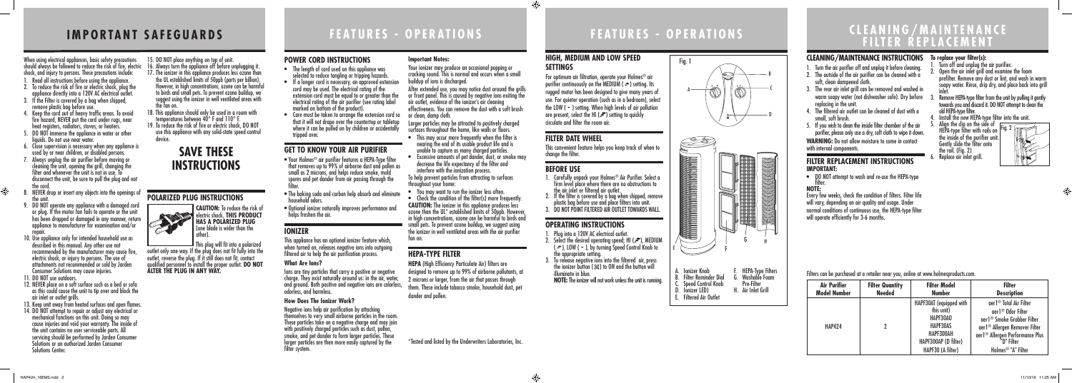# IMPORTANT SAFEGUARDS

When using electrical appliances, basic safety precautions should always be followed to reduce the risk of fire, electric shock, and injury to persons. These precautions include:

1. Read all instructions before using the appliance.
2. To reduce the risk of fire or electric shock, plug the appliance directly into a 120V AC electrical outlet.
3. If the Filter is covered by a bag when shipped, remove plastic bag before use.
4. Keep the cord out of heavy traffic areas. To avoid fire hazard, NEVER put the cord under rugs, near heat registers, radiators, stoves, or heaters.
5. DO NOT immerse the appliance in water or other liquids. Do not use near water.
6. Close supervision is necessary when any appliance is used by or near children, or disabled persons.
7. Always unplug the air purifier before moving or cleaning the unit, opening the grill, changing the filter and whenever the unit is not in use. To disconnect the unit, be sure to pull the plug and not the cord.
8. NEVER drop or insert any object into the openings of the unit.
9. DO NOT operate any appliance with a damaged cord or plug. If the motor fan fails to operate or the unit has been dropped or damaged in any manner, return appliance to manufacturer for examination and/or repair.
10. Use appliance only for intended household use as described in this manual. Any other use not recommended by the manufacturer may cause fire, electric shock, or injury to persons. The use of attachments not recommended or sold by Jarden Consumer Solutions may cause injuries.
11. DO NOT use outdoors.
12. NEVER place on a soft surface such as a bed or sofa as this could cause the unit to tip over and block the air inlet or outlet grills.
13. Keep unit away from heated surfaces and open flames.
14. DO NOT attempt to repair or adjust any electrical or mechanical functions on this unit. Doing so may cause injuries and void your warranty. The inside of the unit contains no user serviceable parts. All servicing should be performed by Jarden Consumer Solutions or an authorized Jarden Consumer Solutions Center.
15. DO NOT place anything on top of unit.
16. Always turn the appliance off before unplugging it.
17. The ionizer in this appliance produces less ozone than the UL established limits of 50ppb (parts per billion). However, in high concentrations, ozone can be harmful to birds and small pets. To prevent ozone buildup, we suggest using the ionizer in well ventilated areas with the fan on.
18. This appliance should only be used in a room with temperatures between 40° F and 110° F.
19. To reduce the risk of fire or electric shock, DO NOT use this appliance with any solid-state speed control device.

## SAVE THESE INSTRUCTIONS

# FEATURES - OPERATIONS

## POWER CORD INSTRUCTIONS

- The length of cord used on this appliance was selected to reduce tangling or tripping hazards.
- If a longer cord is necessary, an approved extension cord may be used. The electrical rating of the extension cord must be equal to or greater than the electrical rating of the air purifier (see rating label marked on bottom of the product).
- Care must be taken to arrange the extension cord so that it will not drape over the countertop or tabletop where it can be pulled on by children or accidentally tripped over.

## POLARIZED PLUG INSTRUCTIONS

**CAUTION:** To reduce the risk of electric shock, **THIS PRODUCT HAS A POLARIZED PLUG** (one blade is wider than the other).

This plug will fit into a polarized outlet only one way. If the plug does not fit fully into the outlet, reverse the plug. If it still does not fit, contact qualified personnel to install the proper outlet. **DO NOT ALTER THE PLUG IN ANY WAY.**

## GET TO KNOW YOUR AIR PURIFIER

- Your Holmes® air purifier features a HEPA-Type filter that removes up to 99% of airborne dust and pollen as small as 2 microns, and helps reduce smoke, mold spores and pet dander from air passing through the filter.
- The baking soda and carbon help absorb and eliminate household odors.
- Optional ionizer naturally improves performance and helps freshen the air.

## IONIZER

This appliance has an optional ionizer feature which, when turned on, releases negative ions into outgoing filtered air to help the air purification process.

### What Are Ions?

Ions are tiny particles that carry a positive or negative charge. They exist naturally around us: in the air, water, and ground. Both positive and negative ions are colorless, odorless, and harmless.

### How Does The Ionizer Work?

Negative ions help air purification by attaching themselves to very small airborne particles in the room. These particles take on a negative charge and may join with positively charged particles such as dust, pollen, smoke, and pet dander to form larger particles. These larger particles are then more easily captured by the filter system.

### Important Notes:

Your ionizer may produce an occasional popping or cracking sound. This is normal and occurs when a small buildup of ions is discharged.

After extended use, you may notice dust around the grills or front panel. This is caused by negative ions exiting the air outlet, evidence of the ionizer's air cleaning effectiveness. You can remove the dust with a soft brush or clean, damp cloth.

Larger particles may be attracted to positively charged surfaces throughout the home, like walls or floors.

- This may occur more frequently when the filter is nearing the end of its usable product life and is unable to capture as many charged particles.
- Excessive amounts of pet dander, dust, or smoke may decrease the life expectancy of the filter and interfere with the ionization process.

To help prevent particles from attracting to surfaces throughout your home:

- You may want to run the ionizer less often.
- Check the condition of the filter(s) more frequently.

**CAUTION:** The ionizer in this appliance produces less ozone than the UL* established limits of 50ppb. However, in high concentrations, ozone can be harmful to birds and small pets. To prevent ozone buildup, we suggest using the ionizer in well ventilated areas with the air purifier fan on.

## HEPA-TYPE FILTER

**HEPA** (High Efficiency Particulate Air) filters are designed to remove up to 99% of airborne pollutants, at 2 microns or larger, from the air that passes through them. These include tobacco smoke, household dust, pet dander and pollen.

*Tested and listed by the Underwriters Laboratories, Inc.

# FEATURES - OPERATIONS

## HIGH, MEDIUM AND LOW SPEED SETTINGS

For optimum air filtration, operate your Holmes® air purifier continuously on the MEDIUM setting. Its rugged motor has been designed to give many years of use. For quieter operation (such as in a bedroom), select the LOW setting. When high levels of air pollution are present, select the HI setting to quickly circulate and filter the room air.

## FILTER DATE WHEEL

This convenient feature helps you keep track of when to change the filter.

## BEFORE USE

1. Carefully unpack your Holmes® Air Purifier. Select a firm level place where there are no obstructions to the air inlet or filtered air outlet.
2. If the filter is covered by a bag when shipped, remove plastic bag before use and place filters into unit.
3. DO NOT POINT FILTERED AIR OUTLET TOWARDS WALL.

## OPERATING INSTRUCTIONS

1. Plug into a 120V AC electrical outlet.
2. Select the desired operating speed; HI, MEDIUM, LOW, by turning Speed Control Knob to the appropriate setting.
3. To release negative ions into the filtered air, press the ionizer button to ON and the button will illuminate in blue.

**NOTE:** The ionizer will not work unless the unit is running.

Fig. 1

A. Ionizer Knob
B. Filter Reminder Dial
C. Speed Control Knob
D. Ionizer LED
E. Filtered Air Outlet
F. HEPA-Type Filters
G. Washable Foam Pre-Filter
H. Air Inlet Grill

# CLEANING/MAINTENANCE FILTER REPLACEMENT

## CLEANING/MAINTENANCE INSTRUCTIONS

1. Turn the air purifier off and unplug it before cleaning.
2. The outside of the air purifier can be cleaned with a soft, clean dampened cloth.
3. The rear air inlet grill can be removed and washed in warm soapy water (not dishwasher safe). Dry before replacing in the unit.
4. The filtered air outlet can be cleaned of dust with a small, soft brush.
5. If you wish to clean the inside filter chamber of the air purifier, please only use a dry, soft cloth to wipe it down.

**WARNING:** Do not allow moisture to come in contact with internal components.

### To replace your filter(s):

1. Turn off and unplug the air purifier.
2. Open the air inlet grill and examine the foam prefilter. Remove any dust or lint, and wash in warm soapy water. Rinse, drip dry, and place back into grill inlet.
3. Remove HEPA-type filter from the unit by pulling it gently towards you and discard it. DO NOT attempt to clean the old HEPA-type filter.
4. Install the new HEPA-type filter into the unit.
5. Align the clip on the side of HEPA-type filter with rails on the inside of the purifier unit. Gently slide the filter onto the rail. (Fig. 2)
6. Replace air inlet grill.

Fig. 2

## FILTER REPLACEMENT INSTRUCTIONS

### IMPORTANT:

- DO NOT attempt to wash and re-use the HEPA-type filter.

### NOTE:

Every few weeks, check the condition of filters. Filter life will vary, depending on air quality and usage. Under normal conditions of continuous use, the HEPA-type filter will operate efficiently for 3-6 months.

Filters can be purchased at a retailer near you, online at www.holmesproducts.com.

| Air Purifier Model Number | Filter Quantity Needed | Filter Model Number | Filter Description |
| --- | --- | --- | --- |
| HAP424 | 2 | HAPF30AT (equipped with this unit) HAPF30AO HAPF30AS HAPF300AH HAPF300AP (D filter) HAPF30 (A filter) | aer1® Total Air Filter aer1® Odor Filter aer1® Smoke Grabber Filter aer1® Allergen Remover Filter aer1® Allergen Performance Plus "D" Filter Holmes® "A" Filter |